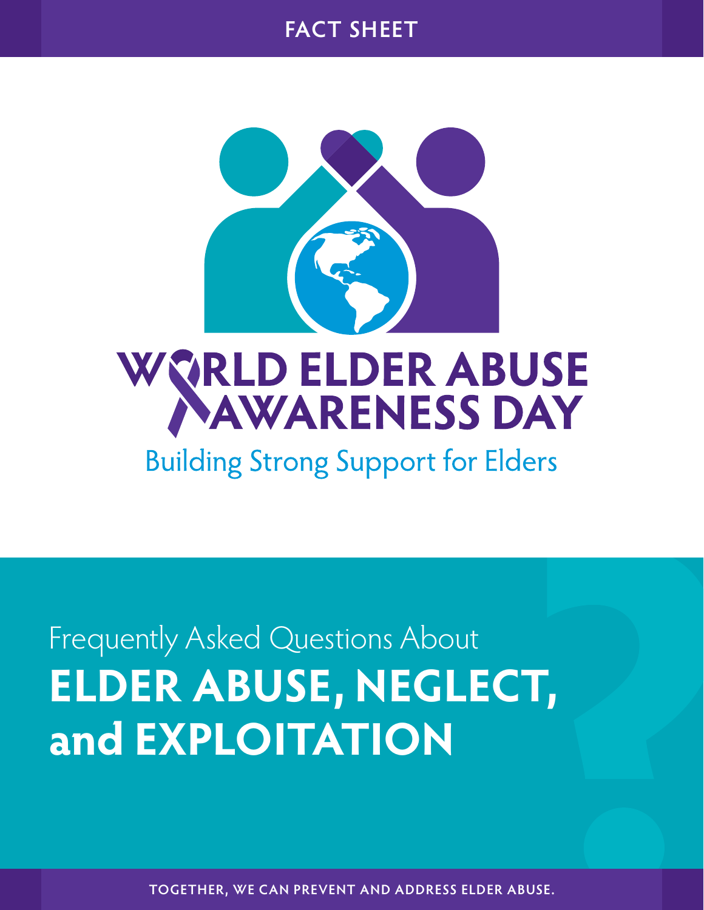FACT SHEET

# WORLD ELDER ABUSE AWARENESS DAY

Building Strong Support for Elders

Frequently Asked Questions About

# ELDER ABUSE, NEGLECT, and EXPLOITATION

TOGETHER, WE CAN PREVENT AND ADDRESS ELDER ABUSE.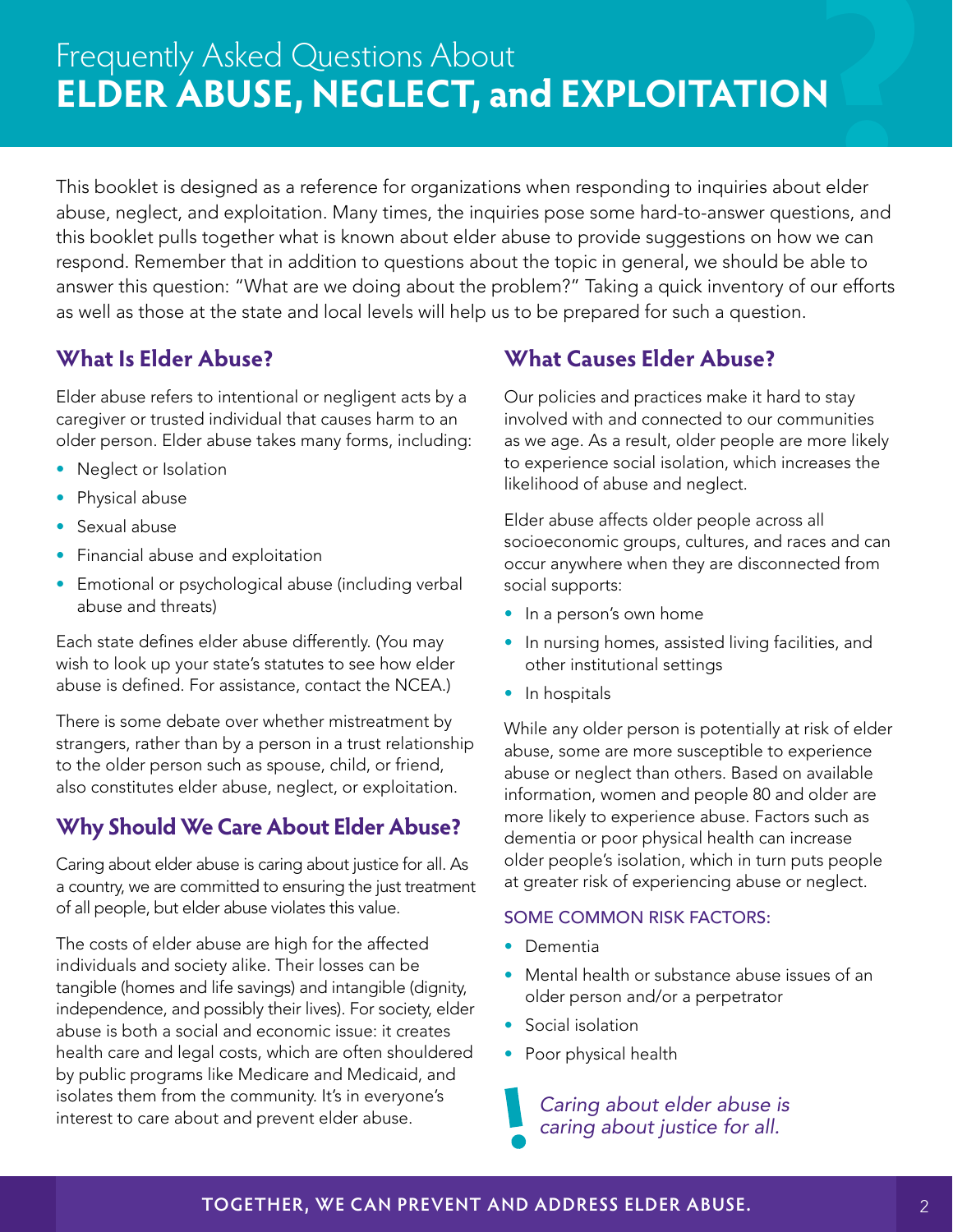# Frequently Asked Questions About **ELDER ABUSE, NEGLECT, and EXPLOITATION**

This booklet is designed as a reference for organizations when responding to inquiries about elder abuse, neglect, and exploitation. Many times, the inquiries pose some hard-to-answer questions, and this booklet pulls together what is known about elder abuse to provide suggestions on how we can respond. Remember that in addition to questions about the topic in general, we should be able to answer this question: "What are we doing about the problem?" Taking a quick inventory of our efforts as well as those at the state and local levels will help us to be prepared for such a question.

## What Is Elder Abuse?

Elder abuse refers to intentional or negligent acts by a caregiver or trusted individual that causes harm to an older person. Elder abuse takes many forms, including:

- Neglect or Isolation
- Physical abuse
- Sexual abuse
- Financial abuse and exploitation
- Emotional or psychological abuse (including verbal abuse and threats)

Each state defines elder abuse differently. (You may wish to look up your state's statutes to see how elder abuse is defined. For assistance, contact the NCEA.)

There is some debate over whether mistreatment by strangers, rather than by a person in a trust relationship to the older person such as spouse, child, or friend, also constitutes elder abuse, neglect, or exploitation.

## Why Should We Care About Elder Abuse?

Caring about elder abuse is caring about justice for all. As a country, we are committed to ensuring the just treatment of all people, but elder abuse violates this value.

The costs of elder abuse are high for the affected individuals and society alike. Their losses can be tangible (homes and life savings) and intangible (dignity, independence, and possibly their lives). For society, elder abuse is both a social and economic issue: it creates health care and legal costs, which are often shouldered by public programs like Medicare and Medicaid, and isolates them from the community. It's in everyone's interest to care about and prevent elder abuse.

## What Causes Elder Abuse?

Our policies and practices make it hard to stay involved with and connected to our communities as we age. As a result, older people are more likely to experience social isolation, which increases the likelihood of abuse and neglect.

Elder abuse affects older people across all socioeconomic groups, cultures, and races and can occur anywhere when they are disconnected from social supports:

- In a person's own home
- In nursing homes, assisted living facilities, and other institutional settings
- In hospitals

While any older person is potentially at risk of elder abuse, some are more susceptible to experience abuse or neglect than others. Based on available information, women and people 80 and older are more likely to experience abuse. Factors such as dementia or poor physical health can increase older people's isolation, which in turn puts people at greater risk of experiencing abuse or neglect.

### SOME COMMON RISK FACTORS:

- Dementia
- Mental health or substance abuse issues of an older person and/or a perpetrator
- Social isolation
- Poor physical health

*Caring about elder abuse is caring about justice for all.*

**TOGETHER, WE CAN PREVENT AND ADDRESS ELDER ABUSE.**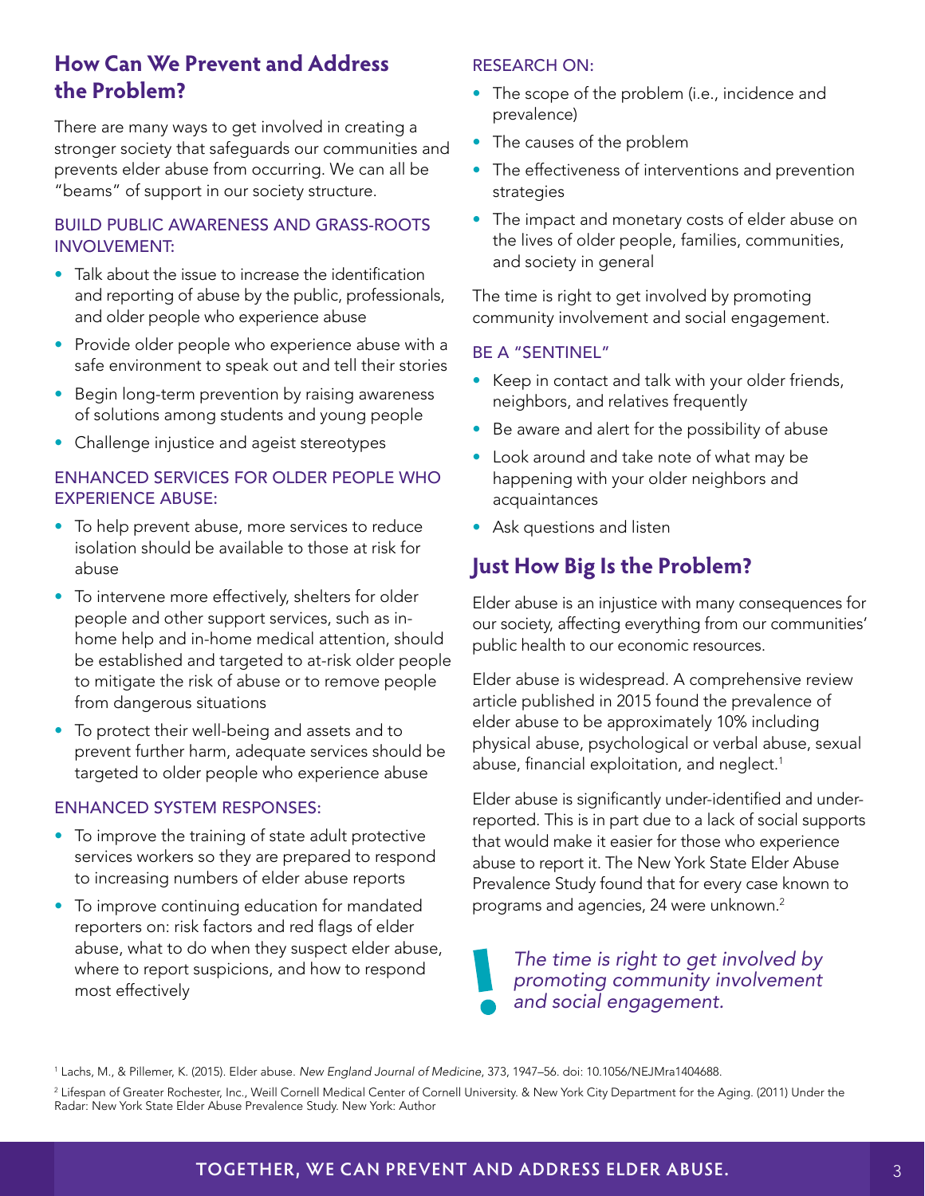## How Can We Prevent and Address the Problem?

There are many ways to get involved in creating a stronger society that safeguards our communities and prevents elder abuse from occurring. We can all be "beams" of support in our society structure.

### BUILD PUBLIC AWARENESS AND GRASS-ROOTS INVOLVEMENT:

- Talk about the issue to increase the identification and reporting of abuse by the public, professionals, and older people who experience abuse
- Provide older people who experience abuse with a safe environment to speak out and tell their stories
- Begin long-term prevention by raising awareness of solutions among students and young people
- Challenge injustice and ageist stereotypes

### ENHANCED SERVICES FOR OLDER PEOPLE WHO EXPERIENCE ABUSE:

- To help prevent abuse, more services to reduce isolation should be available to those at risk for abuse
- To intervene more effectively, shelters for older people and other support services, such as in-home help and in-home medical attention, should be established and targeted to at-risk older people to mitigate the risk of abuse or to remove people from dangerous situations
- To protect their well-being and assets and to prevent further harm, adequate services should be targeted to older people who experience abuse

### ENHANCED SYSTEM RESPONSES:

- To improve the training of state adult protective services workers so they are prepared to respond to increasing numbers of elder abuse reports
- To improve continuing education for mandated reporters on: risk factors and red flags of elder abuse, what to do when they suspect elder abuse, where to report suspicions, and how to respond most effectively

### RESEARCH ON:

- The scope of the problem (i.e., incidence and prevalence)
- The causes of the problem
- The effectiveness of interventions and prevention strategies
- The impact and monetary costs of elder abuse on the lives of older people, families, communities, and society in general

The time is right to get involved by promoting community involvement and social engagement.

### BE A "SENTINEL"

- Keep in contact and talk with your older friends, neighbors, and relatives frequently
- Be aware and alert for the possibility of abuse
- Look around and take note of what may be happening with your older neighbors and acquaintances
- Ask questions and listen

## Just How Big Is the Problem?

Elder abuse is an injustice with many consequences for our society, affecting everything from our communities' public health to our economic resources.

Elder abuse is widespread. A comprehensive review article published in 2015 found the prevalence of elder abuse to be approximately 10% including physical abuse, psychological or verbal abuse, sexual abuse, financial exploitation, and neglect.[1]

Elder abuse is significantly under-identified and under-reported. This is in part due to a lack of social supports that would make it easier for those who experience abuse to report it. The New York State Elder Abuse Prevalence Study found that for every case known to programs and agencies, 24 were unknown.[2]

*The time is right to get involved by promoting community involvement and social engagement.*

[1] Lachs, M., & Pillemer, K. (2015). Elder abuse. *New England Journal of Medicine*, 373, 1947–56. doi: 10.1056/NEJMra1404688.

[2] Lifespan of Greater Rochester, Inc., Weill Cornell Medical Center of Cornell University. & New York City Department for the Aging. (2011) Under the Radar: New York State Elder Abuse Prevalence Study. New York: Author

**TOGETHER, WE CAN PREVENT AND ADDRESS ELDER ABUSE.**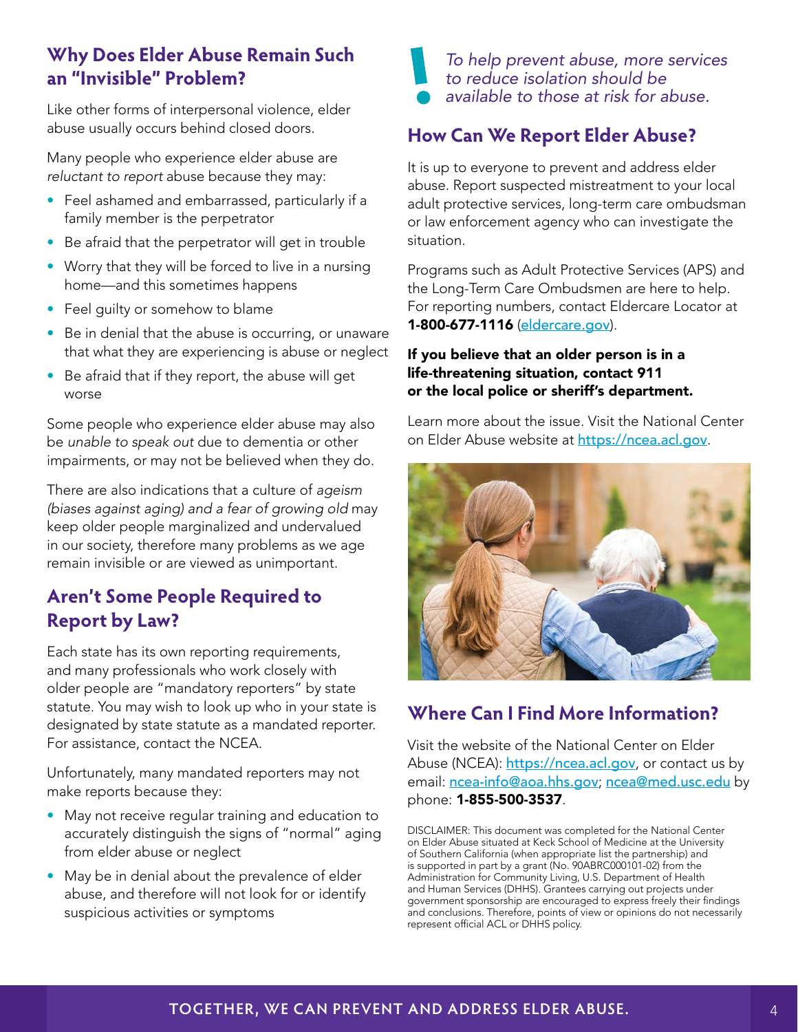## Why Does Elder Abuse Remain Such an "Invisible" Problem?

Like other forms of interpersonal violence, elder abuse usually occurs behind closed doors.

Many people who experience elder abuse are *reluctant to report* abuse because they may:

- Feel ashamed and embarrassed, particularly if a family member is the perpetrator
- Be afraid that the perpetrator will get in trouble
- Worry that they will be forced to live in a nursing home—and this sometimes happens
- Feel guilty or somehow to blame
- Be in denial that the abuse is occurring, or unaware that what they are experiencing is abuse or neglect
- Be afraid that if they report, the abuse will get worse

Some people who experience elder abuse may also be *unable to speak out* due to dementia or other impairments, or may not be believed when they do.

There are also indications that a culture of *ageism (biases against aging) and a fear of growing old* may keep older people marginalized and undervalued in our society, therefore many problems as we age remain invisible or are viewed as unimportant.

## Aren't Some People Required to Report by Law?

Each state has its own reporting requirements, and many professionals who work closely with older people are "mandatory reporters" by state statute. You may wish to look up who in your state is designated by state statute as a mandated reporter. For assistance, contact the NCEA.

Unfortunately, many mandated reporters may not make reports because they:

- May not receive regular training and education to accurately distinguish the signs of "normal" aging from elder abuse or neglect
- May be in denial about the prevalence of elder abuse, and therefore will not look for or identify suspicious activities or symptoms

*To help prevent abuse, more services to reduce isolation should be available to those at risk for abuse.*

## How Can We Report Elder Abuse?

It is up to everyone to prevent and address elder abuse. Report suspected mistreatment to your local adult protective services, long-term care ombudsman or law enforcement agency who can investigate the situation.

Programs such as Adult Protective Services (APS) and the Long-Term Care Ombudsmen are here to help. For reporting numbers, contact Eldercare Locator at **1-800-677-1116** (eldercare.gov).

**If you believe that an older person is in a life-threatening situation, contact 911 or the local police or sheriff's department.**

Learn more about the issue. Visit the National Center on Elder Abuse website at https://ncea.acl.gov.

## Where Can I Find More Information?

Visit the website of the National Center on Elder Abuse (NCEA): https://ncea.acl.gov, or contact us by email: ncea-info@aoa.hhs.gov; ncea@med.usc.edu by phone: **1-855-500-3537**.

DISCLAIMER: This document was completed for the National Center on Elder Abuse situated at Keck School of Medicine at the University of Southern California (when appropriate list the partnership) and is supported in part by a grant (No. 90ABRC000101-02) from the Administration for Community Living, U.S. Department of Health and Human Services (DHHS). Grantees carrying out projects under government sponsorship are encouraged to express freely their findings and conclusions. Therefore, points of view or opinions do not necessarily represent official ACL or DHHS policy.

**TOGETHER, WE CAN PREVENT AND ADDRESS ELDER ABUSE.**